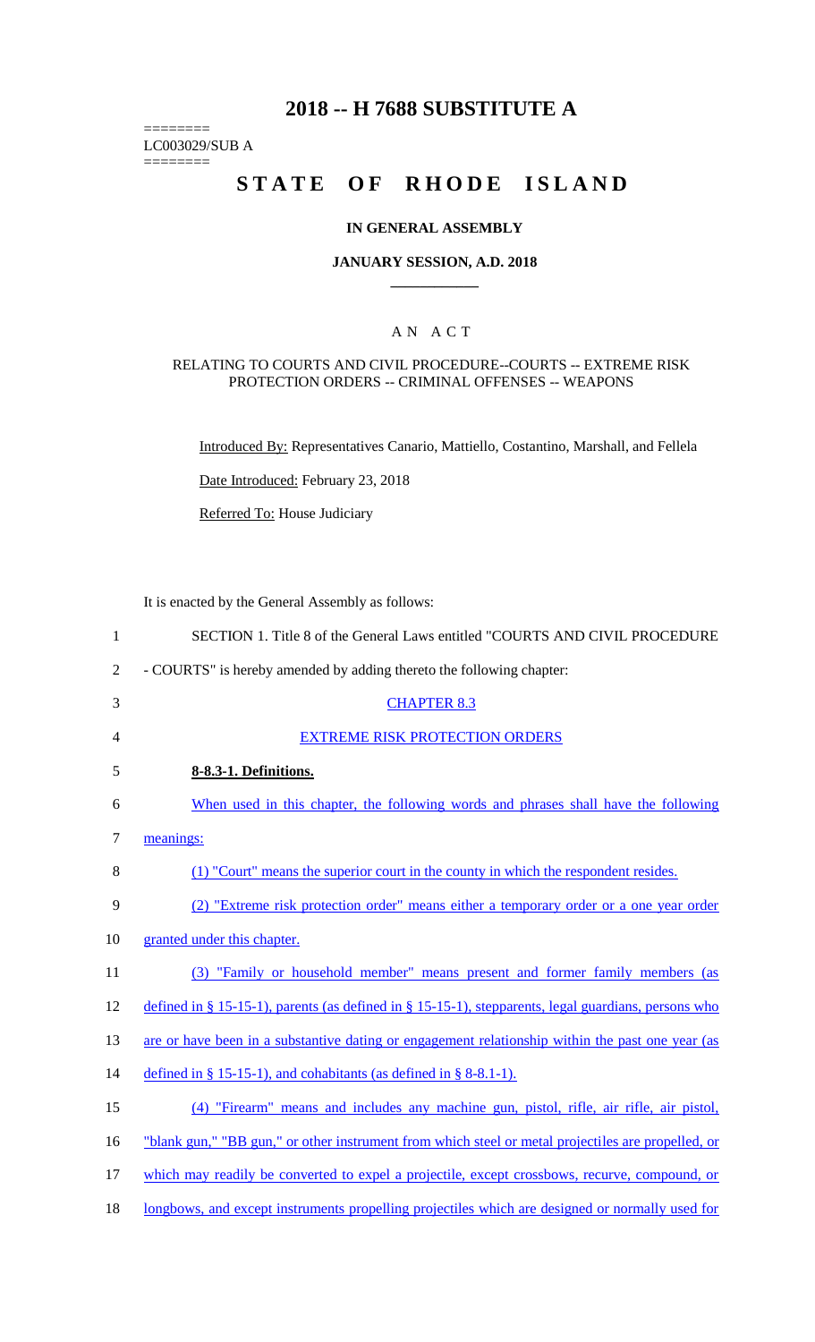# 2018 -- H 7688 SUBSTITUTE A

========
LC003029/SUB A
========

# STATE OF RHODE ISLAND

## IN GENERAL ASSEMBLY

### JANUARY SESSION, A.D. 2018

____________

A N A C T

RELATING TO COURTS AND CIVIL PROCEDURE--COURTS -- EXTREME RISK PROTECTION ORDERS -- CRIMINAL OFFENSES -- WEAPONS

Introduced By: Representatives Canario, Mattiello, Costantino, Marshall, and Fellela

Date Introduced: February 23, 2018

Referred To: House Judiciary

It is enacted by the General Assembly as follows:

1 SECTION 1. Title 8 of the General Laws entitled "COURTS AND CIVIL PROCEDURE
2 - COURTS" is hereby amended by adding thereto the following chapter:

3 CHAPTER 8.3

4 EXTREME RISK PROTECTION ORDERS

5 **8-8.3-1. Definitions.**

6 When used in this chapter, the following words and phrases shall have the following
7 meanings:

8 (1) "Court" means the superior court in the county in which the respondent resides.

9 (2) "Extreme risk protection order" means either a temporary order or a one year order
10 granted under this chapter.

11 (3) "Family or household member" means present and former family members (as
12 defined in § 15-15-1), parents (as defined in § 15-15-1), stepparents, legal guardians, persons who
13 are or have been in a substantive dating or engagement relationship within the past one year (as
14 defined in § 15-15-1), and cohabitants (as defined in § 8-8.1-1).

15 (4) "Firearm" means and includes any machine gun, pistol, rifle, air rifle, air pistol,
16 "blank gun," "BB gun," or other instrument from which steel or metal projectiles are propelled, or
17 which may readily be converted to expel a projectile, except crossbows, recurve, compound, or
18 longbows, and except instruments propelling projectiles which are designed or normally used for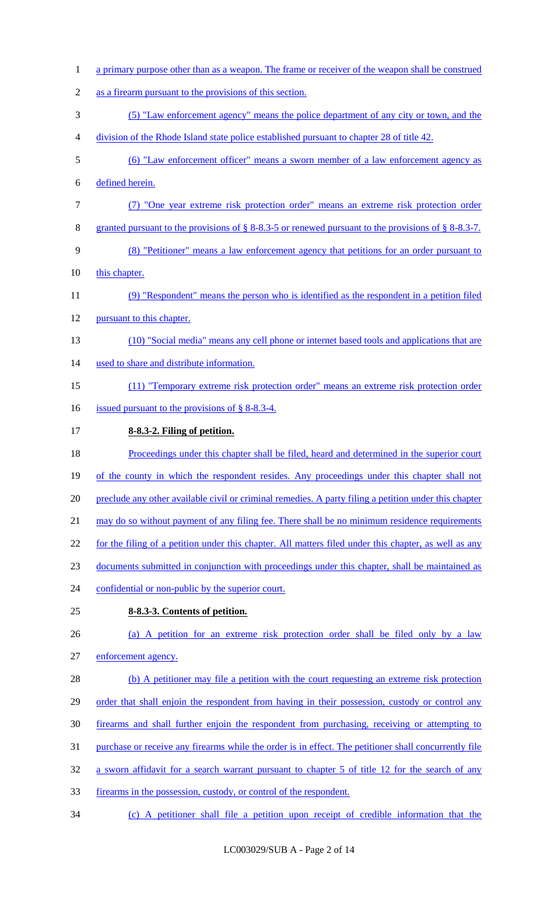a primary purpose other than as a weapon. The frame or receiver of the weapon shall be construed as a firearm pursuant to the provisions of this section.

(5) "Law enforcement agency" means the police department of any city or town, and the division of the Rhode Island state police established pursuant to chapter 28 of title 42.

(6) "Law enforcement officer" means a sworn member of a law enforcement agency as defined herein.

(7) "One year extreme risk protection order" means an extreme risk protection order granted pursuant to the provisions of § 8-8.3-5 or renewed pursuant to the provisions of § 8-8.3-7.

(8) "Petitioner" means a law enforcement agency that petitions for an order pursuant to this chapter.

(9) "Respondent" means the person who is identified as the respondent in a petition filed pursuant to this chapter.

(10) "Social media" means any cell phone or internet based tools and applications that are used to share and distribute information.

(11) "Temporary extreme risk protection order" means an extreme risk protection order issued pursuant to the provisions of § 8-8.3-4.

**8-8.3-2. Filing of petition.**

Proceedings under this chapter shall be filed, heard and determined in the superior court of the county in which the respondent resides. Any proceedings under this chapter shall not preclude any other available civil or criminal remedies. A party filing a petition under this chapter may do so without payment of any filing fee. There shall be no minimum residence requirements for the filing of a petition under this chapter. All matters filed under this chapter, as well as any documents submitted in conjunction with proceedings under this chapter, shall be maintained as confidential or non-public by the superior court.

**8-8.3-3. Contents of petition.**

(a) A petition for an extreme risk protection order shall be filed only by a law enforcement agency.

(b) A petitioner may file a petition with the court requesting an extreme risk protection order that shall enjoin the respondent from having in their possession, custody or control any firearms and shall further enjoin the respondent from purchasing, receiving or attempting to purchase or receive any firearms while the order is in effect. The petitioner shall concurrently file a sworn affidavit for a search warrant pursuant to chapter 5 of title 12 for the search of any firearms in the possession, custody, or control of the respondent.

(c) A petitioner shall file a petition upon receipt of credible information that the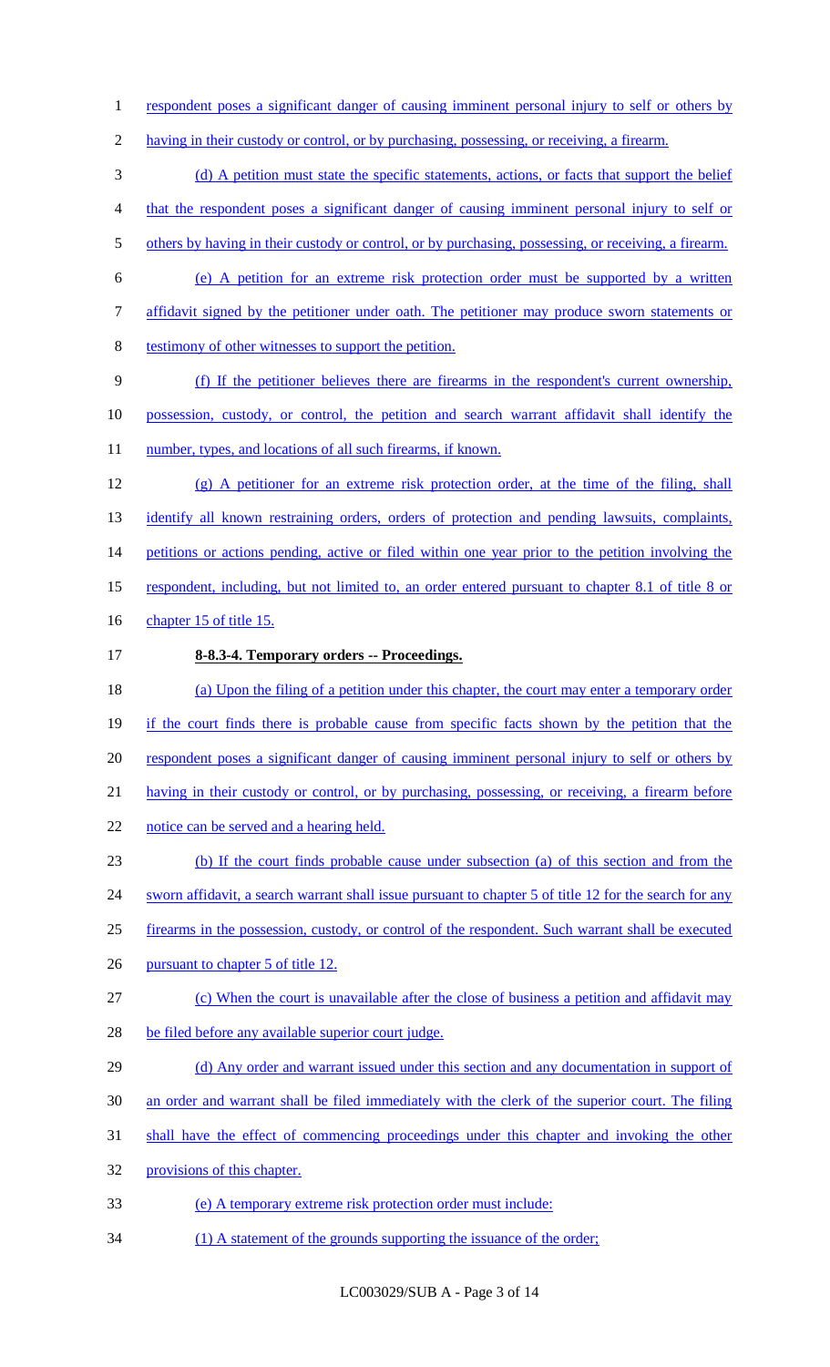respondent poses a significant danger of causing imminent personal injury to self or others by having in their custody or control, or by purchasing, possessing, or receiving, a firearm.

(d) A petition must state the specific statements, actions, or facts that support the belief that the respondent poses a significant danger of causing imminent personal injury to self or others by having in their custody or control, or by purchasing, possessing, or receiving, a firearm.

(e) A petition for an extreme risk protection order must be supported by a written affidavit signed by the petitioner under oath. The petitioner may produce sworn statements or testimony of other witnesses to support the petition.

(f) If the petitioner believes there are firearms in the respondent's current ownership, possession, custody, or control, the petition and search warrant affidavit shall identify the number, types, and locations of all such firearms, if known.

(g) A petitioner for an extreme risk protection order, at the time of the filing, shall identify all known restraining orders, orders of protection and pending lawsuits, complaints, petitions or actions pending, active or filed within one year prior to the petition involving the respondent, including, but not limited to, an order entered pursuant to chapter 8.1 of title 8 or chapter 15 of title 15.

**8-8.3-4. Temporary orders -- Proceedings.**

(a) Upon the filing of a petition under this chapter, the court may enter a temporary order if the court finds there is probable cause from specific facts shown by the petition that the respondent poses a significant danger of causing imminent personal injury to self or others by having in their custody or control, or by purchasing, possessing, or receiving, a firearm before notice can be served and a hearing held.

(b) If the court finds probable cause under subsection (a) of this section and from the sworn affidavit, a search warrant shall issue pursuant to chapter 5 of title 12 for the search for any firearms in the possession, custody, or control of the respondent. Such warrant shall be executed pursuant to chapter 5 of title 12.

(c) When the court is unavailable after the close of business a petition and affidavit may be filed before any available superior court judge.

(d) Any order and warrant issued under this section and any documentation in support of an order and warrant shall be filed immediately with the clerk of the superior court. The filing shall have the effect of commencing proceedings under this chapter and invoking the other provisions of this chapter.

(e) A temporary extreme risk protection order must include:

(1) A statement of the grounds supporting the issuance of the order;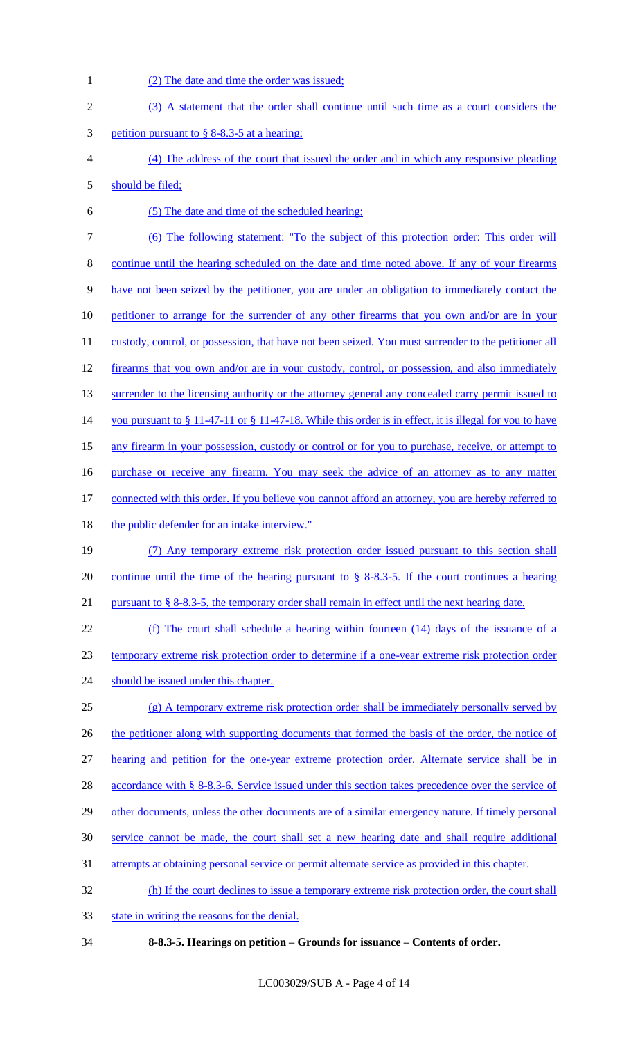(2) The date and time the order was issued;

(3) A statement that the order shall continue until such time as a court considers the petition pursuant to § 8-8.3-5 at a hearing;

(4) The address of the court that issued the order and in which any responsive pleading should be filed;

(5) The date and time of the scheduled hearing;

(6) The following statement: "To the subject of this protection order: This order will continue until the hearing scheduled on the date and time noted above. If any of your firearms have not been seized by the petitioner, you are under an obligation to immediately contact the petitioner to arrange for the surrender of any other firearms that you own and/or are in your custody, control, or possession, that have not been seized. You must surrender to the petitioner all firearms that you own and/or are in your custody, control, or possession, and also immediately surrender to the licensing authority or the attorney general any concealed carry permit issued to you pursuant to § 11-47-11 or § 11-47-18. While this order is in effect, it is illegal for you to have any firearm in your possession, custody or control or for you to purchase, receive, or attempt to purchase or receive any firearm. You may seek the advice of an attorney as to any matter connected with this order. If you believe you cannot afford an attorney, you are hereby referred to the public defender for an intake interview."

(7) Any temporary extreme risk protection order issued pursuant to this section shall continue until the time of the hearing pursuant to § 8-8.3-5. If the court continues a hearing pursuant to § 8-8.3-5, the temporary order shall remain in effect until the next hearing date.

(f) The court shall schedule a hearing within fourteen (14) days of the issuance of a temporary extreme risk protection order to determine if a one-year extreme risk protection order should be issued under this chapter.

(g) A temporary extreme risk protection order shall be immediately personally served by the petitioner along with supporting documents that formed the basis of the order, the notice of hearing and petition for the one-year extreme protection order. Alternate service shall be in accordance with § 8-8.3-6. Service issued under this section takes precedence over the service of other documents, unless the other documents are of a similar emergency nature. If timely personal service cannot be made, the court shall set a new hearing date and shall require additional attempts at obtaining personal service or permit alternate service as provided in this chapter.

(h) If the court declines to issue a temporary extreme risk protection order, the court shall state in writing the reasons for the denial.

**8-8.3-5. Hearings on petition – Grounds for issuance – Contents of order.**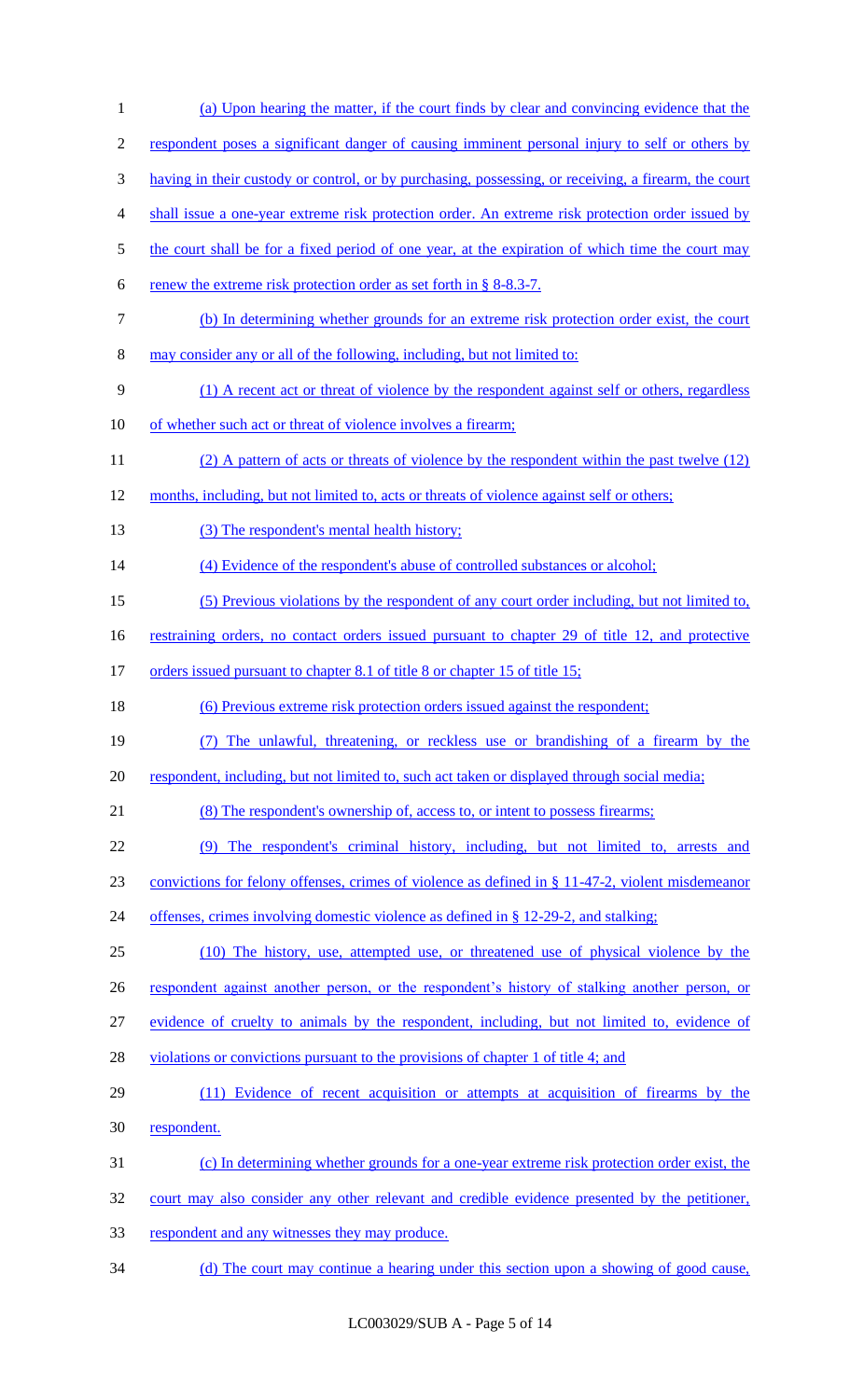(a) Upon hearing the matter, if the court finds by clear and convincing evidence that the respondent poses a significant danger of causing imminent personal injury to self or others by having in their custody or control, or by purchasing, possessing, or receiving, a firearm, the court shall issue a one-year extreme risk protection order. An extreme risk protection order issued by the court shall be for a fixed period of one year, at the expiration of which time the court may renew the extreme risk protection order as set forth in § 8-8.3-7.

(b) In determining whether grounds for an extreme risk protection order exist, the court may consider any or all of the following, including, but not limited to:

(1) A recent act or threat of violence by the respondent against self or others, regardless of whether such act or threat of violence involves a firearm;

(2) A pattern of acts or threats of violence by the respondent within the past twelve (12) months, including, but not limited to, acts or threats of violence against self or others;

(3) The respondent's mental health history;

(4) Evidence of the respondent's abuse of controlled substances or alcohol;

(5) Previous violations by the respondent of any court order including, but not limited to, restraining orders, no contact orders issued pursuant to chapter 29 of title 12, and protective orders issued pursuant to chapter 8.1 of title 8 or chapter 15 of title 15;

(6) Previous extreme risk protection orders issued against the respondent;

(7) The unlawful, threatening, or reckless use or brandishing of a firearm by the respondent, including, but not limited to, such act taken or displayed through social media;

(8) The respondent's ownership of, access to, or intent to possess firearms;

(9) The respondent's criminal history, including, but not limited to, arrests and convictions for felony offenses, crimes of violence as defined in § 11-47-2, violent misdemeanor offenses, crimes involving domestic violence as defined in § 12-29-2, and stalking;

(10) The history, use, attempted use, or threatened use of physical violence by the respondent against another person, or the respondent's history of stalking another person, or evidence of cruelty to animals by the respondent, including, but not limited to, evidence of violations or convictions pursuant to the provisions of chapter 1 of title 4; and

(11) Evidence of recent acquisition or attempts at acquisition of firearms by the respondent.

(c) In determining whether grounds for a one-year extreme risk protection order exist, the court may also consider any other relevant and credible evidence presented by the petitioner, respondent and any witnesses they may produce.

(d) The court may continue a hearing under this section upon a showing of good cause,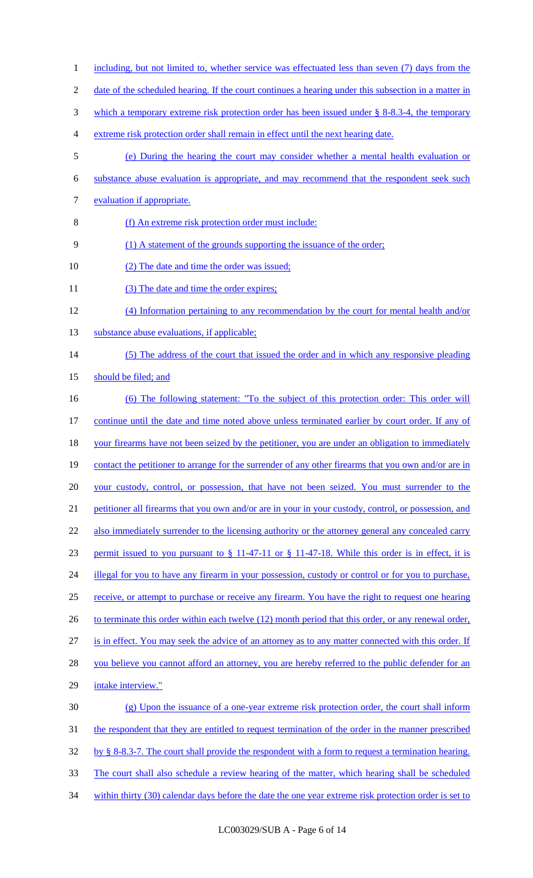including, but not limited to, whether service was effectuated less than seven (7) days from the date of the scheduled hearing. If the court continues a hearing under this subsection in a matter in which a temporary extreme risk protection order has been issued under § 8-8.3-4, the temporary extreme risk protection order shall remain in effect until the next hearing date.

(e) During the hearing the court may consider whether a mental health evaluation or substance abuse evaluation is appropriate, and may recommend that the respondent seek such evaluation if appropriate.

(f) An extreme risk protection order must include:

(1) A statement of the grounds supporting the issuance of the order;

(2) The date and time the order was issued;

(3) The date and time the order expires;

(4) Information pertaining to any recommendation by the court for mental health and/or substance abuse evaluations, if applicable;

(5) The address of the court that issued the order and in which any responsive pleading should be filed; and

(6) The following statement: "To the subject of this protection order: This order will continue until the date and time noted above unless terminated earlier by court order. If any of your firearms have not been seized by the petitioner, you are under an obligation to immediately contact the petitioner to arrange for the surrender of any other firearms that you own and/or are in your custody, control, or possession, that have not been seized. You must surrender to the petitioner all firearms that you own and/or are in your in your custody, control, or possession, and also immediately surrender to the licensing authority or the attorney general any concealed carry permit issued to you pursuant to § 11-47-11 or § 11-47-18. While this order is in effect, it is illegal for you to have any firearm in your possession, custody or control or for you to purchase, receive, or attempt to purchase or receive any firearm. You have the right to request one hearing to terminate this order within each twelve (12) month period that this order, or any renewal order, is in effect. You may seek the advice of an attorney as to any matter connected with this order. If you believe you cannot afford an attorney, you are hereby referred to the public defender for an intake interview."

(g) Upon the issuance of a one-year extreme risk protection order, the court shall inform the respondent that they are entitled to request termination of the order in the manner prescribed by § 8-8.3-7. The court shall provide the respondent with a form to request a termination hearing. The court shall also schedule a review hearing of the matter, which hearing shall be scheduled within thirty (30) calendar days before the date the one year extreme risk protection order is set to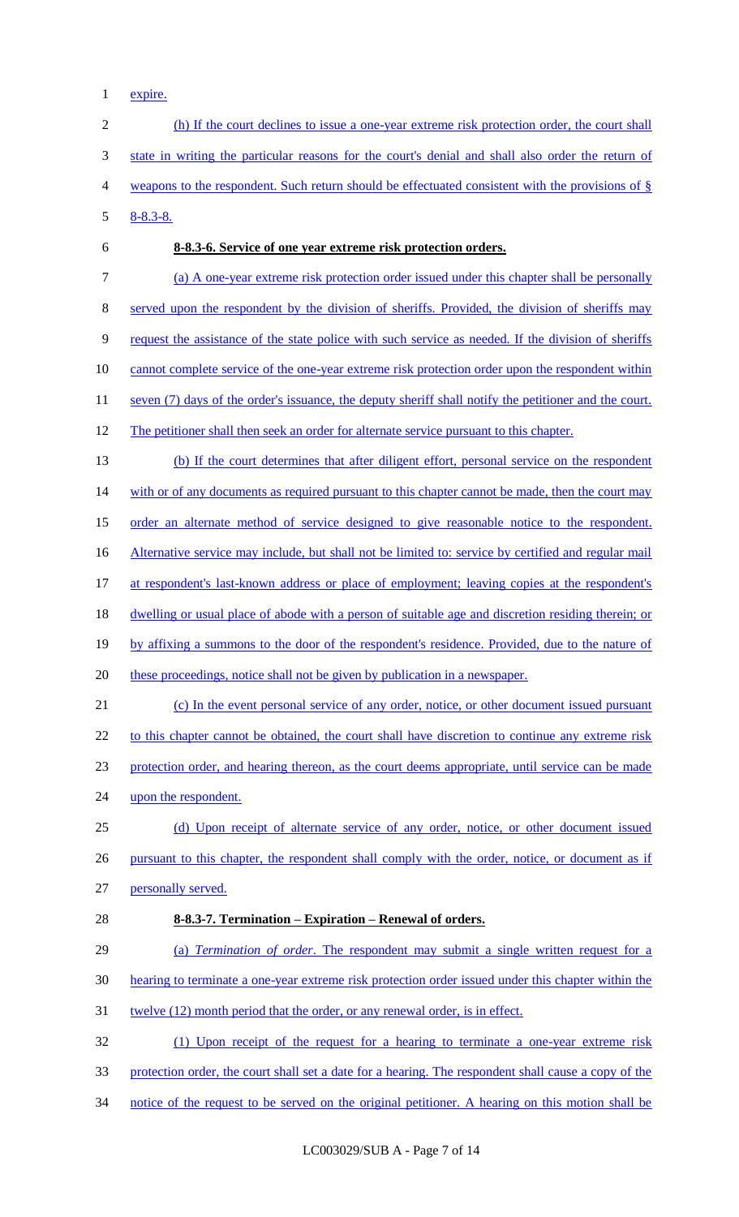expire.

(h) If the court declines to issue a one-year extreme risk protection order, the court shall state in writing the particular reasons for the court's denial and shall also order the return of weapons to the respondent. Such return should be effectuated consistent with the provisions of § 8-8.3-8.

**8-8.3-6. Service of one year extreme risk protection orders.**

(a) A one-year extreme risk protection order issued under this chapter shall be personally served upon the respondent by the division of sheriffs. Provided, the division of sheriffs may request the assistance of the state police with such service as needed. If the division of sheriffs cannot complete service of the one-year extreme risk protection order upon the respondent within seven (7) days of the order's issuance, the deputy sheriff shall notify the petitioner and the court. The petitioner shall then seek an order for alternate service pursuant to this chapter.

(b) If the court determines that after diligent effort, personal service on the respondent with or of any documents as required pursuant to this chapter cannot be made, then the court may order an alternate method of service designed to give reasonable notice to the respondent. Alternative service may include, but shall not be limited to: service by certified and regular mail at respondent's last-known address or place of employment; leaving copies at the respondent's dwelling or usual place of abode with a person of suitable age and discretion residing therein; or by affixing a summons to the door of the respondent's residence. Provided, due to the nature of these proceedings, notice shall not be given by publication in a newspaper.

(c) In the event personal service of any order, notice, or other document issued pursuant to this chapter cannot be obtained, the court shall have discretion to continue any extreme risk protection order, and hearing thereon, as the court deems appropriate, until service can be made upon the respondent.

(d) Upon receipt of alternate service of any order, notice, or other document issued pursuant to this chapter, the respondent shall comply with the order, notice, or document as if personally served.

**8-8.3-7. Termination – Expiration – Renewal of orders.**

(a) *Termination of order*. The respondent may submit a single written request for a hearing to terminate a one-year extreme risk protection order issued under this chapter within the twelve (12) month period that the order, or any renewal order, is in effect.

(1) Upon receipt of the request for a hearing to terminate a one-year extreme risk protection order, the court shall set a date for a hearing. The respondent shall cause a copy of the notice of the request to be served on the original petitioner. A hearing on this motion shall be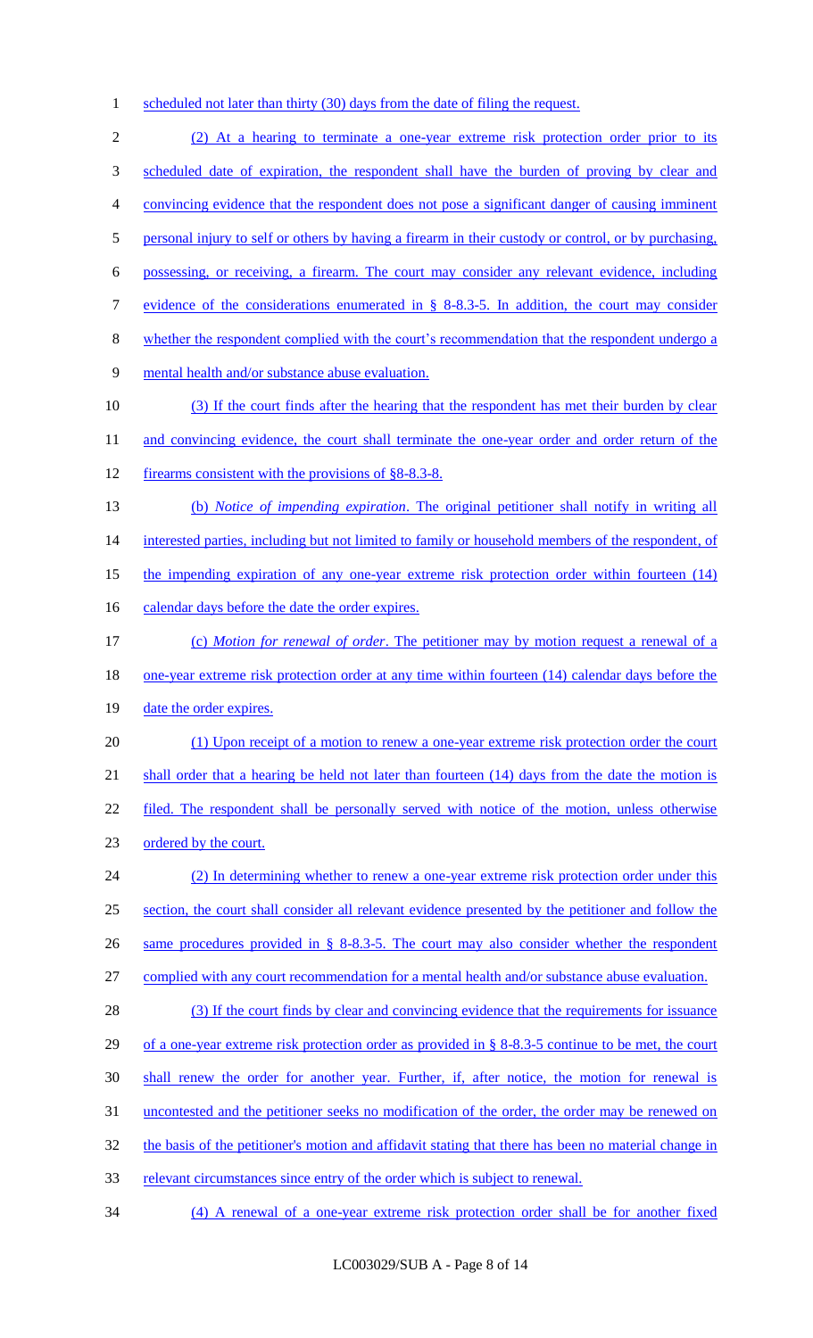scheduled not later than thirty (30) days from the date of filing the request.

(2) At a hearing to terminate a one-year extreme risk protection order prior to its scheduled date of expiration, the respondent shall have the burden of proving by clear and convincing evidence that the respondent does not pose a significant danger of causing imminent personal injury to self or others by having a firearm in their custody or control, or by purchasing, possessing, or receiving, a firearm. The court may consider any relevant evidence, including evidence of the considerations enumerated in § 8-8.3-5. In addition, the court may consider whether the respondent complied with the court's recommendation that the respondent undergo a mental health and/or substance abuse evaluation.

(3) If the court finds after the hearing that the respondent has met their burden by clear and convincing evidence, the court shall terminate the one-year order and order return of the firearms consistent with the provisions of §8-8.3-8.

(b) *Notice of impending expiration*. The original petitioner shall notify in writing all interested parties, including but not limited to family or household members of the respondent, of the impending expiration of any one-year extreme risk protection order within fourteen (14) calendar days before the date the order expires.

(c) *Motion for renewal of order*. The petitioner may by motion request a renewal of a one-year extreme risk protection order at any time within fourteen (14) calendar days before the date the order expires.

(1) Upon receipt of a motion to renew a one-year extreme risk protection order the court shall order that a hearing be held not later than fourteen (14) days from the date the motion is filed. The respondent shall be personally served with notice of the motion, unless otherwise ordered by the court.

(2) In determining whether to renew a one-year extreme risk protection order under this section, the court shall consider all relevant evidence presented by the petitioner and follow the same procedures provided in § 8-8.3-5. The court may also consider whether the respondent complied with any court recommendation for a mental health and/or substance abuse evaluation.

(3) If the court finds by clear and convincing evidence that the requirements for issuance of a one-year extreme risk protection order as provided in § 8-8.3-5 continue to be met, the court shall renew the order for another year. Further, if, after notice, the motion for renewal is uncontested and the petitioner seeks no modification of the order, the order may be renewed on the basis of the petitioner's motion and affidavit stating that there has been no material change in relevant circumstances since entry of the order which is subject to renewal.

(4) A renewal of a one-year extreme risk protection order shall be for another fixed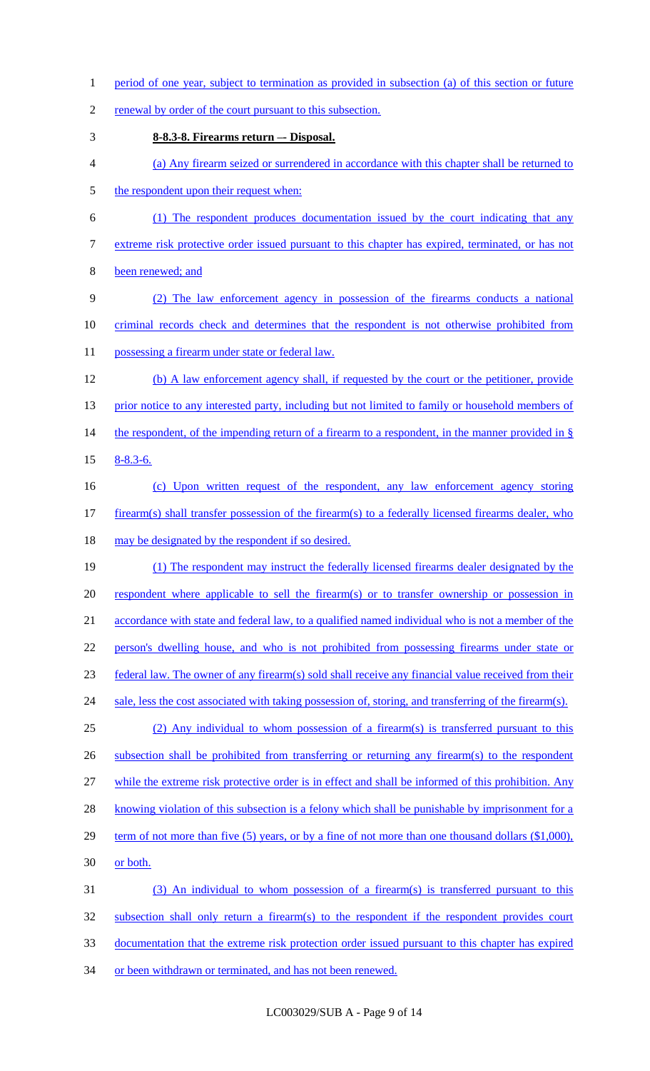period of one year, subject to termination as provided in subsection (a) of this section or future renewal by order of the court pursuant to this subsection.

**8-8.3-8. Firearms return –- Disposal.**

(a) Any firearm seized or surrendered in accordance with this chapter shall be returned to the respondent upon their request when:

(1) The respondent produces documentation issued by the court indicating that any extreme risk protective order issued pursuant to this chapter has expired, terminated, or has not been renewed; and

(2) The law enforcement agency in possession of the firearms conducts a national criminal records check and determines that the respondent is not otherwise prohibited from possessing a firearm under state or federal law.

(b) A law enforcement agency shall, if requested by the court or the petitioner, provide prior notice to any interested party, including but not limited to family or household members of the respondent, of the impending return of a firearm to a respondent, in the manner provided in § 8-8.3-6.

(c) Upon written request of the respondent, any law enforcement agency storing firearm(s) shall transfer possession of the firearm(s) to a federally licensed firearms dealer, who may be designated by the respondent if so desired.

(1) The respondent may instruct the federally licensed firearms dealer designated by the respondent where applicable to sell the firearm(s) or to transfer ownership or possession in accordance with state and federal law, to a qualified named individual who is not a member of the person's dwelling house, and who is not prohibited from possessing firearms under state or federal law. The owner of any firearm(s) sold shall receive any financial value received from their sale, less the cost associated with taking possession of, storing, and transferring of the firearm(s).

(2) Any individual to whom possession of a firearm(s) is transferred pursuant to this subsection shall be prohibited from transferring or returning any firearm(s) to the respondent while the extreme risk protective order is in effect and shall be informed of this prohibition. Any knowing violation of this subsection is a felony which shall be punishable by imprisonment for a term of not more than five (5) years, or by a fine of not more than one thousand dollars ($1,000), or both.

(3) An individual to whom possession of a firearm(s) is transferred pursuant to this subsection shall only return a firearm(s) to the respondent if the respondent provides court documentation that the extreme risk protection order issued pursuant to this chapter has expired or been withdrawn or terminated, and has not been renewed.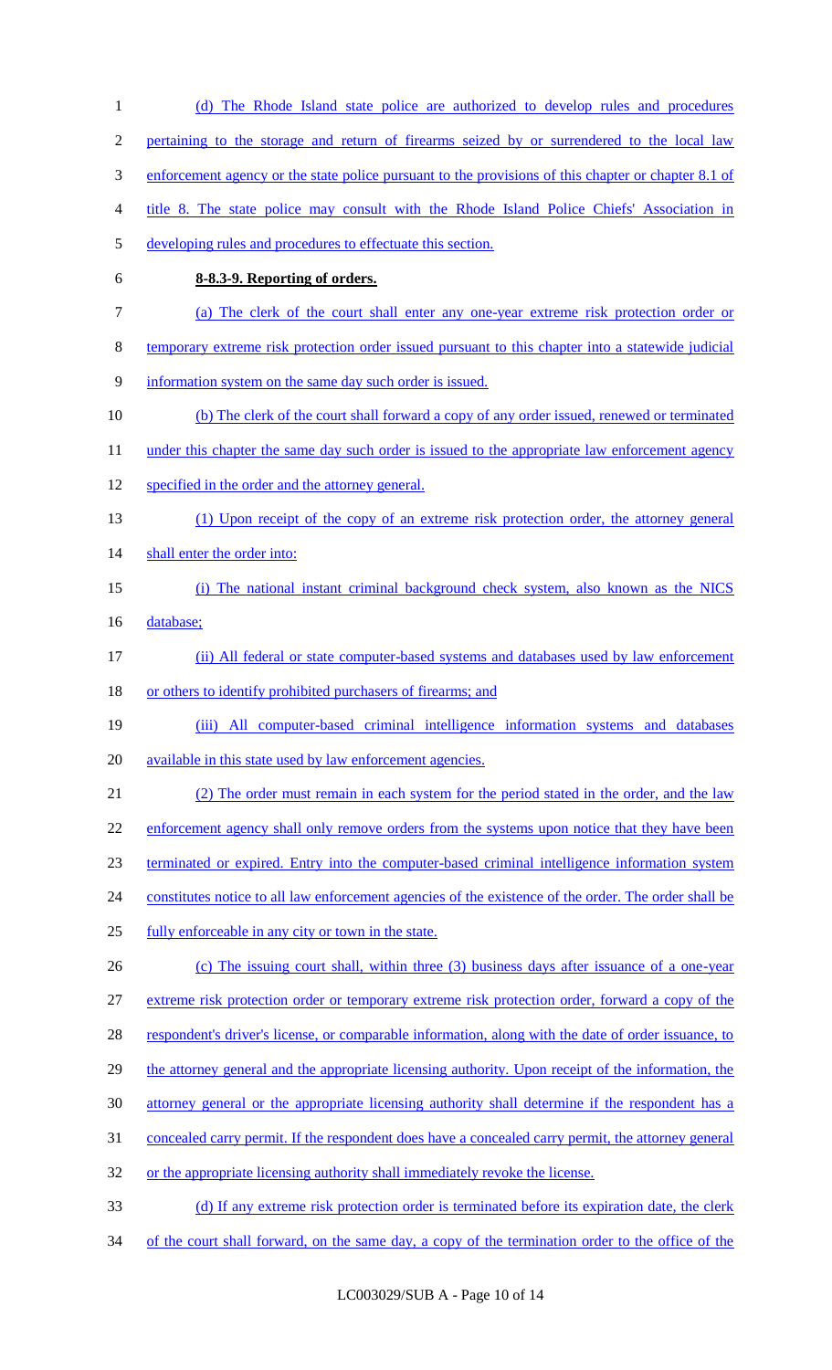(d) The Rhode Island state police are authorized to develop rules and procedures pertaining to the storage and return of firearms seized by or surrendered to the local law enforcement agency or the state police pursuant to the provisions of this chapter or chapter 8.1 of title 8. The state police may consult with the Rhode Island Police Chiefs' Association in developing rules and procedures to effectuate this section.

**8-8.3-9. Reporting of orders.**

(a) The clerk of the court shall enter any one-year extreme risk protection order or temporary extreme risk protection order issued pursuant to this chapter into a statewide judicial information system on the same day such order is issued.

(b) The clerk of the court shall forward a copy of any order issued, renewed or terminated under this chapter the same day such order is issued to the appropriate law enforcement agency specified in the order and the attorney general.

(1) Upon receipt of the copy of an extreme risk protection order, the attorney general shall enter the order into:

(i) The national instant criminal background check system, also known as the NICS database;

(ii) All federal or state computer-based systems and databases used by law enforcement or others to identify prohibited purchasers of firearms; and

(iii) All computer-based criminal intelligence information systems and databases available in this state used by law enforcement agencies.

(2) The order must remain in each system for the period stated in the order, and the law enforcement agency shall only remove orders from the systems upon notice that they have been terminated or expired. Entry into the computer-based criminal intelligence information system constitutes notice to all law enforcement agencies of the existence of the order. The order shall be fully enforceable in any city or town in the state.

(c) The issuing court shall, within three (3) business days after issuance of a one-year extreme risk protection order or temporary extreme risk protection order, forward a copy of the respondent's driver's license, or comparable information, along with the date of order issuance, to the attorney general and the appropriate licensing authority. Upon receipt of the information, the attorney general or the appropriate licensing authority shall determine if the respondent has a concealed carry permit. If the respondent does have a concealed carry permit, the attorney general or the appropriate licensing authority shall immediately revoke the license.

(d) If any extreme risk protection order is terminated before its expiration date, the clerk of the court shall forward, on the same day, a copy of the termination order to the office of the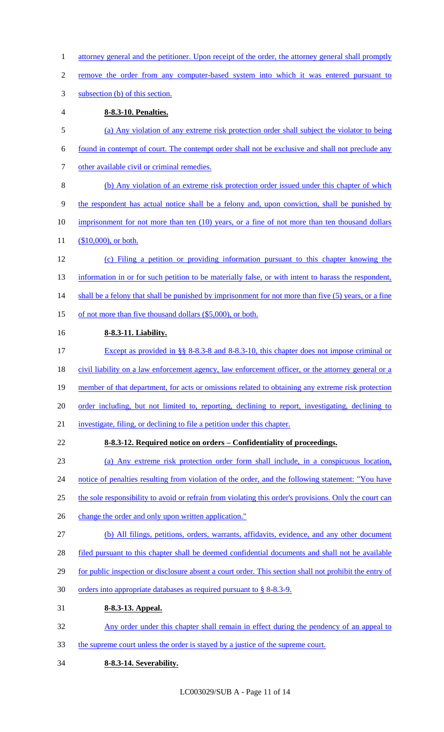attorney general and the petitioner. Upon receipt of the order, the attorney general shall promptly remove the order from any computer-based system into which it was entered pursuant to subsection (b) of this section.

**8-8.3-10. Penalties.**

(a) Any violation of any extreme risk protection order shall subject the violator to being found in contempt of court. The contempt order shall not be exclusive and shall not preclude any other available civil or criminal remedies.

(b) Any violation of an extreme risk protection order issued under this chapter of which the respondent has actual notice shall be a felony and, upon conviction, shall be punished by imprisonment for not more than ten (10) years, or a fine of not more than ten thousand dollars ($10,000), or both.

(c) Filing a petition or providing information pursuant to this chapter knowing the information in or for such petition to be materially false, or with intent to harass the respondent, shall be a felony that shall be punished by imprisonment for not more than five (5) years, or a fine of not more than five thousand dollars ($5,000), or both.

**8-8.3-11. Liability.**

Except as provided in §§ 8-8.3-8 and 8-8.3-10, this chapter does not impose criminal or civil liability on a law enforcement agency, law enforcement officer, or the attorney general or a member of that department, for acts or omissions related to obtaining any extreme risk protection order including, but not limited to, reporting, declining to report, investigating, declining to investigate, filing, or declining to file a petition under this chapter.

**8-8.3-12. Required notice on orders – Confidentiality of proceedings.**

(a) Any extreme risk protection order form shall include, in a conspicuous location, notice of penalties resulting from violation of the order, and the following statement: "You have the sole responsibility to avoid or refrain from violating this order's provisions. Only the court can change the order and only upon written application."

(b) All filings, petitions, orders, warrants, affidavits, evidence, and any other document filed pursuant to this chapter shall be deemed confidential documents and shall not be available for public inspection or disclosure absent a court order. This section shall not prohibit the entry of orders into appropriate databases as required pursuant to § 8-8.3-9.

**8-8.3-13. Appeal.**

Any order under this chapter shall remain in effect during the pendency of an appeal to the supreme court unless the order is stayed by a justice of the supreme court.

**8-8.3-14. Severability.**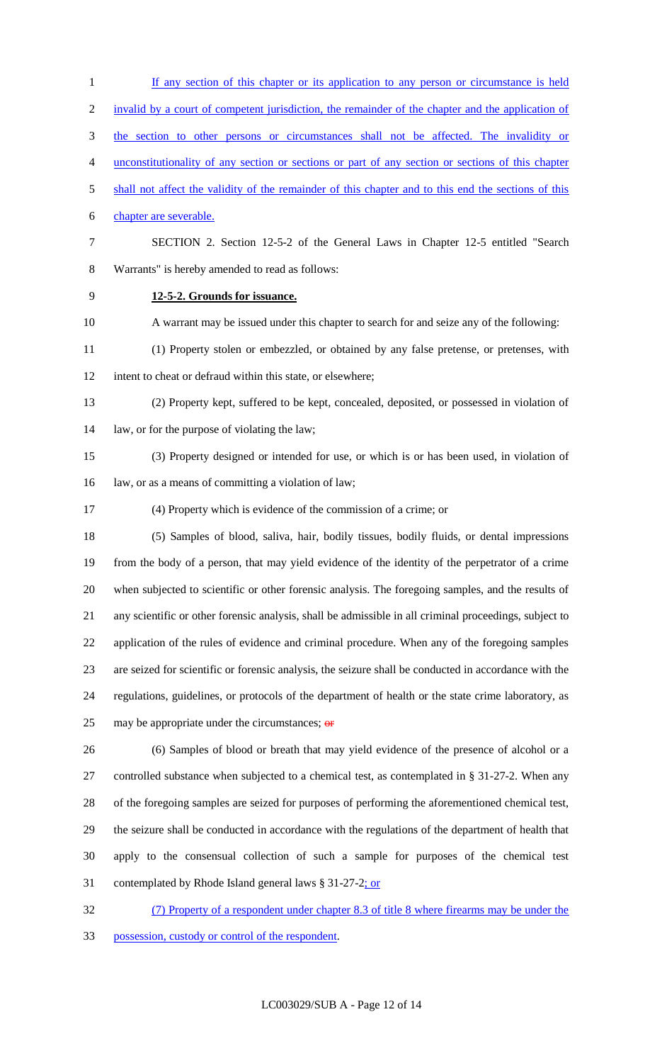If any section of this chapter or its application to any person or circumstance is held invalid by a court of competent jurisdiction, the remainder of the chapter and the application of the section to other persons or circumstances shall not be affected. The invalidity or unconstitutionality of any section or sections or part of any section or sections of this chapter shall not affect the validity of the remainder of this chapter and to this end the sections of this chapter are severable.

SECTION 2. Section 12-5-2 of the General Laws in Chapter 12-5 entitled "Search Warrants" is hereby amended to read as follows:

**12-5-2. Grounds for issuance.**

A warrant may be issued under this chapter to search for and seize any of the following:

(1) Property stolen or embezzled, or obtained by any false pretense, or pretenses, with intent to cheat or defraud within this state, or elsewhere;

(2) Property kept, suffered to be kept, concealed, deposited, or possessed in violation of law, or for the purpose of violating the law;

(3) Property designed or intended for use, or which is or has been used, in violation of law, or as a means of committing a violation of law;

(4) Property which is evidence of the commission of a crime; or

(5) Samples of blood, saliva, hair, bodily tissues, bodily fluids, or dental impressions from the body of a person, that may yield evidence of the identity of the perpetrator of a crime when subjected to scientific or other forensic analysis. The foregoing samples, and the results of any scientific or other forensic analysis, shall be admissible in all criminal proceedings, subject to application of the rules of evidence and criminal procedure. When any of the foregoing samples are seized for scientific or forensic analysis, the seizure shall be conducted in accordance with the regulations, guidelines, or protocols of the department of health or the state crime laboratory, as may be appropriate under the circumstances; ~~or~~

(6) Samples of blood or breath that may yield evidence of the presence of alcohol or a controlled substance when subjected to a chemical test, as contemplated in § 31-27-2. When any of the foregoing samples are seized for purposes of performing the aforementioned chemical test, the seizure shall be conducted in accordance with the regulations of the department of health that apply to the consensual collection of such a sample for purposes of the chemical test contemplated by Rhode Island general laws § 31-27-2; or

(7) Property of a respondent under chapter 8.3 of title 8 where firearms may be under the possession, custody or control of the respondent.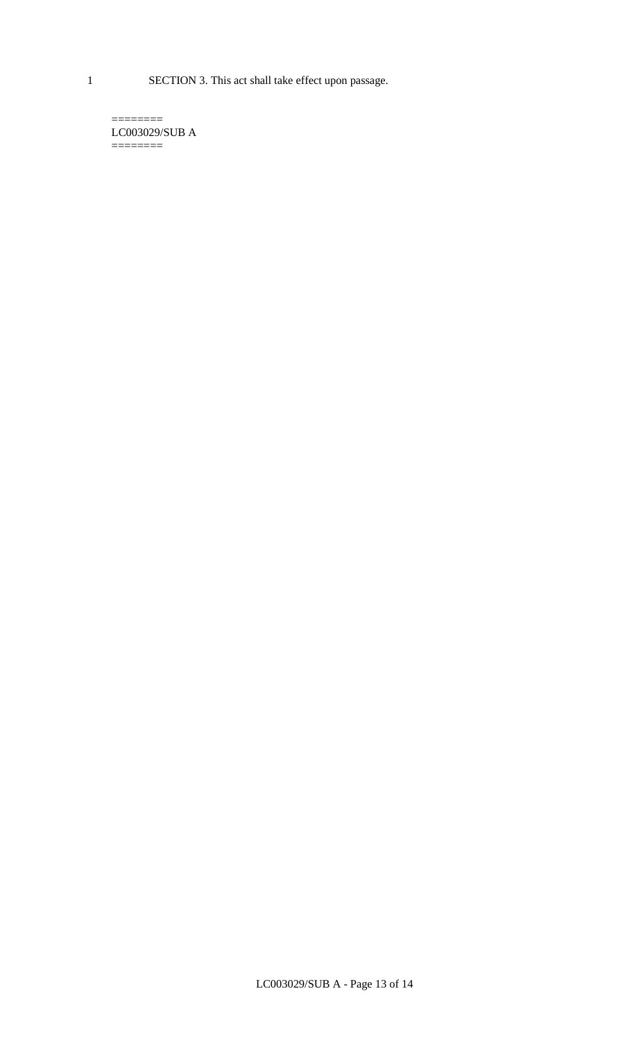SECTION 3. This act shall take effect upon passage.

========
LC003029/SUB A
========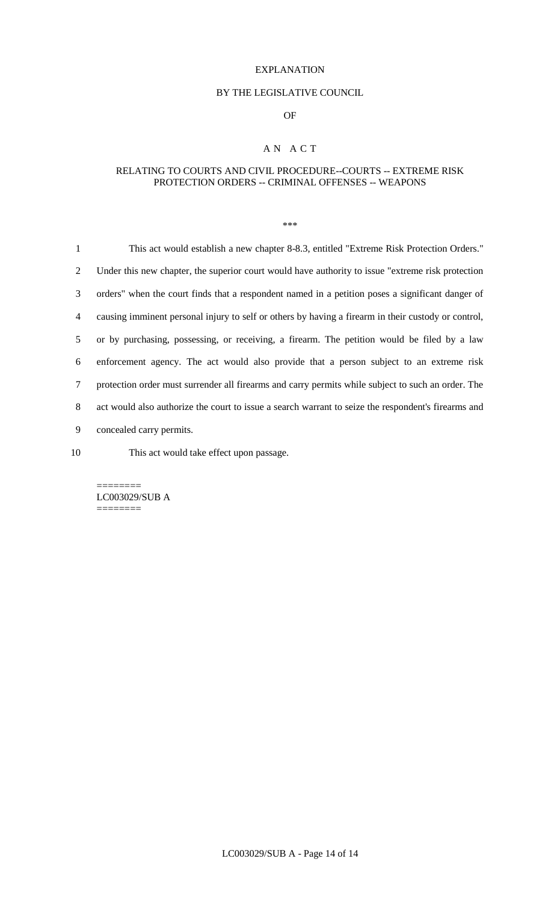EXPLANATION

BY THE LEGISLATIVE COUNCIL

OF

A N A C T

RELATING TO COURTS AND CIVIL PROCEDURE--COURTS -- EXTREME RISK PROTECTION ORDERS -- CRIMINAL OFFENSES -- WEAPONS

\*\*\*

1 This act would establish a new chapter 8-8.3, entitled "Extreme Risk Protection Orders."
2 Under this new chapter, the superior court would have authority to issue "extreme risk protection
3 orders" when the court finds that a respondent named in a petition poses a significant danger of
4 causing imminent personal injury to self or others by having a firearm in their custody or control,
5 or by purchasing, possessing, or receiving, a firearm. The petition would be filed by a law
6 enforcement agency. The act would also provide that a person subject to an extreme risk
7 protection order must surrender all firearms and carry permits while subject to such an order. The
8 act would also authorize the court to issue a search warrant to seize the respondent's firearms and
9 concealed carry permits.
10 This act would take effect upon passage.

========
LC003029/SUB A
========